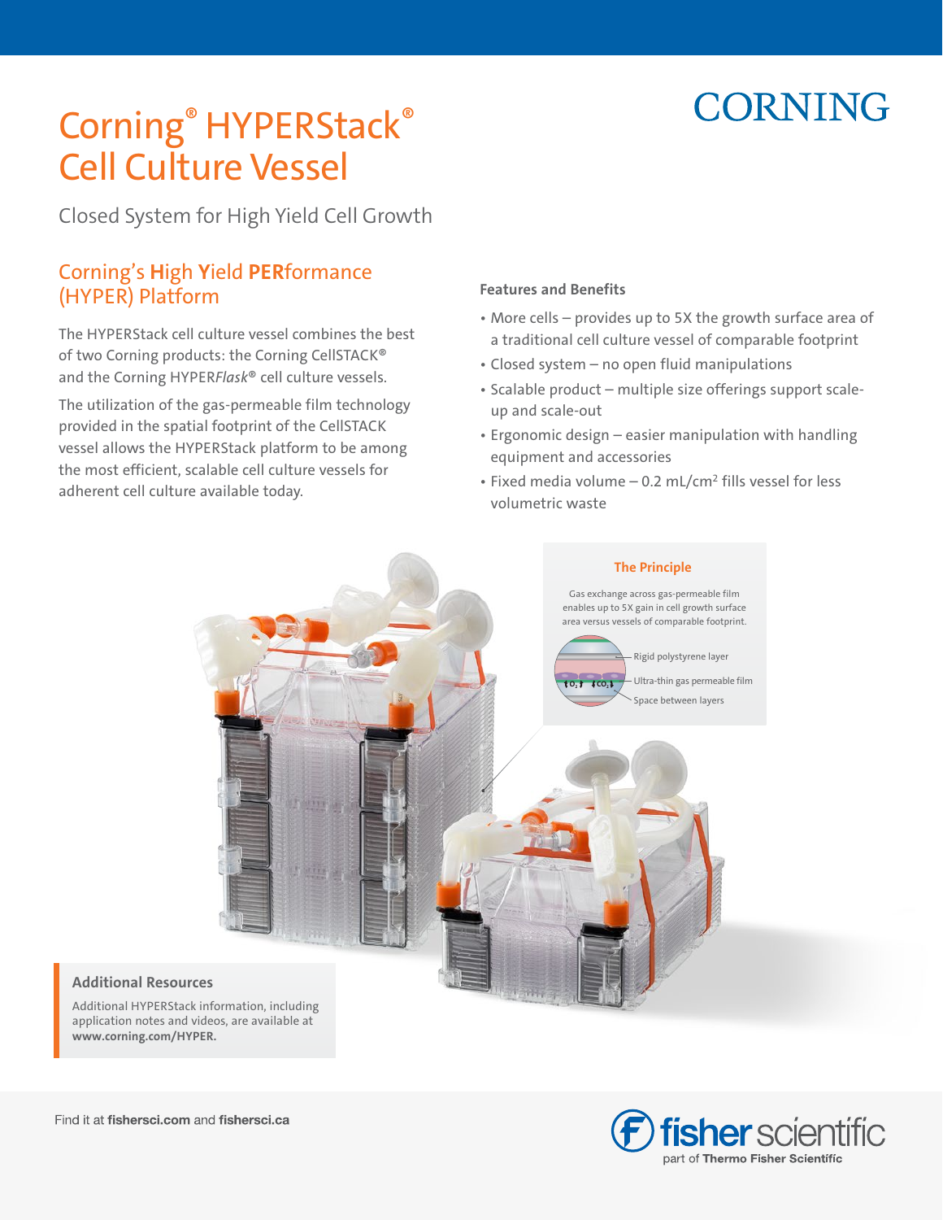CORNING

# Corning® HYPERStack® Cell Culture Vessel

Closed System for High Yield Cell Growth

## Corning's **H**igh **Y**ield **PER**formance (HYPER) Platform

The HYPERStack cell culture vessel combines the best of two Corning products: the Corning CellSTACK® and the Corning HYPER*Flask*® cell culture vessels.

The utilization of the gas-permeable film technology provided in the spatial footprint of the CellSTACK vessel allows the HYPERStack platform to be among the most efficient, scalable cell culture vessels for adherent cell culture available today.

### Features and Benefits

- More cells – provides up to 5X the growth surface area of a traditional cell culture vessel of comparable footprint
- Closed system – no open fluid manipulations
- Scalable product – multiple size offerings support scale-up and scale-out
- Ergonomic design – easier manipulation with handling equipment and accessories
- Fixed media volume – 0.2 mL/cm² fills vessel for less volumetric waste

### The Principle

Gas exchange across gas-permeable film enables up to 5X gain in cell growth surface area versus vessels of comparable footprint.

Rigid polystyrene layer

Ultra-thin gas permeable film

Space between layers

$O_2$ $CO_2$

### Additional Resources

Additional HYPERStack information, including application notes and videos, are available at **www.corning.com/HYPER.**

Find it at **fishersci.com** and **fishersci.ca**

fisher scientific
part of **Thermo Fisher Scientific**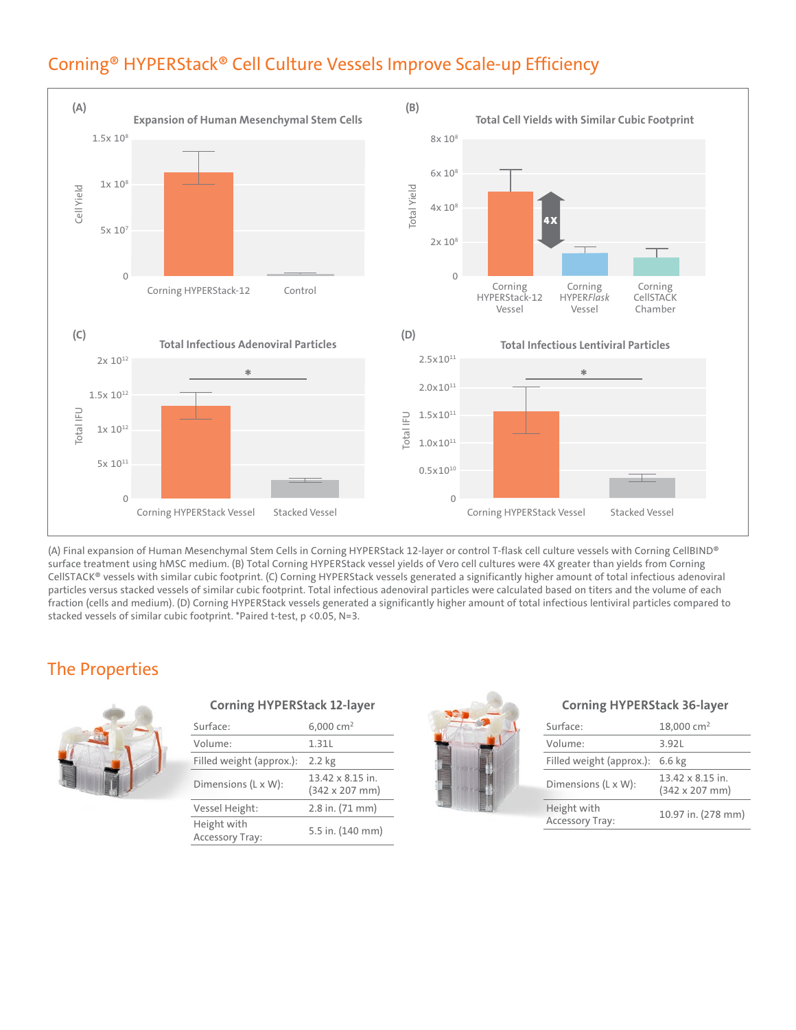## Corning® HYPERStack® Cell Culture Vessels Improve Scale-up Efficiency

(A)

Expansion of Human Mesenchymal Stem Cells

Cell Yield

1.5x $10^8$

1x $10^8$

5x $10^7$

0

Corning HYPERStack-12

Control

(B)

Total Cell Yields with Similar Cubic Footprint

Total Yield

8x $10^8$

6x $10^8$

4x $10^8$

2x $10^8$

0

4X

Corning HYPERStack-12 Vessel

Corning HYPER*Flask* Vessel

Corning CellSTACK Chamber

(C)

Total Infectious Adenoviral Particles

Total IFU

2x $10^{12}$

1.5x $10^{12}$

1x $10^{12}$

5x $10^{11}$

0

*

Corning HYPERStack Vessel

Stacked Vessel

(D)

Total Infectious Lentiviral Particles

Total IFU

2.5x$10^{11}$

2.0x$10^{11}$

1.5x$10^{11}$

1.0x$10^{11}$

0.5x$10^{10}$

0

*

Corning HYPERStack Vessel

Stacked Vessel

(A) Final expansion of Human Mesenchymal Stem Cells in Corning HYPERStack 12-layer or control T-flask cell culture vessels with Corning CellBIND® surface treatment using hMSC medium. (B) Total Corning HYPERStack vessel yields of Vero cell cultures were 4X greater than yields from Corning CellSTACK® vessels with similar cubic footprint. (C) Corning HYPERStack vessels generated a significantly higher amount of total infectious adenoviral particles versus stacked vessels of similar cubic footprint. Total infectious adenoviral particles were calculated based on titers and the volume of each fraction (cells and medium). (D) Corning HYPERStack vessels generated a significantly higher amount of total infectious lentiviral particles compared to stacked vessels of similar cubic footprint. *Paired t-test, $p < 0.05$, N=3.

## The Properties

### Corning HYPERStack 12-layer

| | |
|---|---|
| Surface: | 6,000 cm² |
| Volume: | 1.31L |
| Filled weight (approx.): | 2.2 kg |
| Dimensions (L x W): | 13.42 x 8.15 in. (342 x 207 mm) |
| Vessel Height: | 2.8 in. (71 mm) |
| Height with Accessory Tray: | 5.5 in. (140 mm) |

### Corning HYPERStack 36-layer

| | |
|---|---|
| Surface: | 18,000 cm² |
| Volume: | 3.92L |
| Filled weight (approx.): | 6.6 kg |
| Dimensions (L x W): | 13.42 x 8.15 in. (342 x 207 mm) |
| Height with Accessory Tray: | 10.97 in. (278 mm) |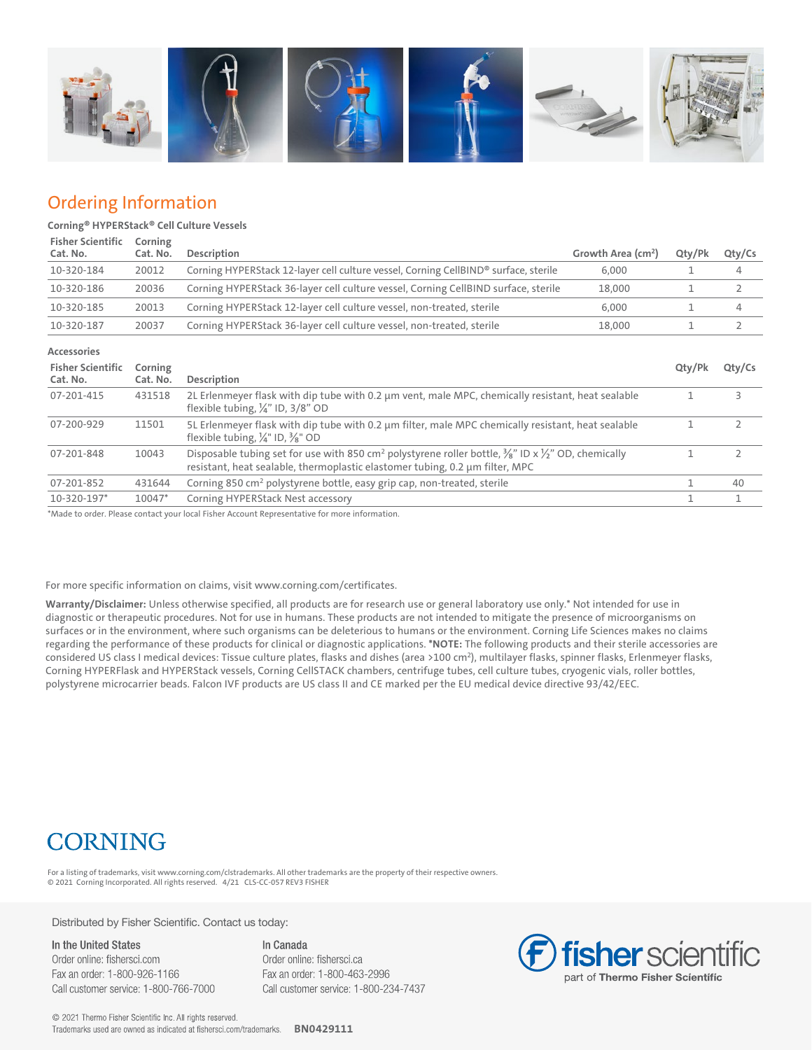## Ordering Information

**Corning® HYPERStack® Cell Culture Vessels**

| Fisher Scientific Cat. No. | Corning Cat. No. | Description | Growth Area (cm²) | Qty/Pk | Qty/Cs |
|---|---|---|---|---|---|
| 10-320-184 | 20012 | Corning HYPERStack 12-layer cell culture vessel, Corning CellBIND® surface, sterile | 6,000 | 1 | 4 |
| 10-320-186 | 20036 | Corning HYPERStack 36-layer cell culture vessel, Corning CellBIND surface, sterile | 18,000 | 1 | 2 |
| 10-320-185 | 20013 | Corning HYPERStack 12-layer cell culture vessel, non-treated, sterile | 6,000 | 1 | 4 |
| 10-320-187 | 20037 | Corning HYPERStack 36-layer cell culture vessel, non-treated, sterile | 18,000 | 1 | 2 |

**Accessories**

| Fisher Scientific Cat. No. | Corning Cat. No. | Description | Qty/Pk | Qty/Cs |
|---|---|---|---|---|
| 07-201-415 | 431518 | 2L Erlenmeyer flask with dip tube with 0.2 µm vent, male MPC, chemically resistant, heat sealable flexible tubing, ¼" ID, 3/8" OD | 1 | 3 |
| 07-200-929 | 11501 | 5L Erlenmeyer flask with dip tube with 0.2 µm filter, male MPC chemically resistant, heat sealable flexible tubing, ¼" ID, ⅜" OD | 1 | 2 |
| 07-201-848 | 10043 | Disposable tubing set for use with 850 cm² polystyrene roller bottle, ⅜" ID x ½" OD, chemically resistant, heat sealable, thermoplastic elastomer tubing, 0.2 µm filter, MPC | 1 | 2 |
| 07-201-852 | 431644 | Corning 850 cm² polystyrene bottle, easy grip cap, non-treated, sterile | 1 | 40 |
| 10-320-197* | 10047* | Corning HYPERStack Nest accessory | 1 | 1 |

*Made to order. Please contact your local Fisher Account Representative for more information.

For more specific information on claims, visit www.corning.com/certificates.

**Warranty/Disclaimer:** Unless otherwise specified, all products are for research use or general laboratory use only.* Not intended for use in diagnostic or therapeutic procedures. Not for use in humans. These products are not intended to mitigate the presence of microorganisms on surfaces or in the environment, where such organisms can be deleterious to humans or the environment. Corning Life Sciences makes no claims regarding the performance of these products for clinical or diagnostic applications. ***NOTE:** The following products and their sterile accessories are considered US class I medical devices: Tissue culture plates, flasks and dishes (area >100 cm²), multilayer flasks, spinner flasks, Erlenmeyer flasks, Corning HYPERFlask and HYPERStack vessels, Corning CellSTACK chambers, centrifuge tubes, cell culture tubes, cryogenic vials, roller bottles, polystyrene microcarrier beads. Falcon IVF products are US class II and CE marked per the EU medical device directive 93/42/EEC.

CORNING

For a listing of trademarks, visit www.corning.com/clstrademarks. All other trademarks are the property of their respective owners.
© 2021 Corning Incorporated. All rights reserved. 4/21 CLS-CC-057 REV3 FISHER

Distributed by Fisher Scientific. Contact us today:

**In the United States**
Order online: fishersci.com
Fax an order: 1-800-926-1166
Call customer service: 1-800-766-7000

**In Canada**
Order online: fishersci.ca
Fax an order: 1-800-463-2996
Call customer service: 1-800-234-7437

fisher scientific
part of Thermo Fisher Scientific

© 2021 Thermo Fisher Scientific Inc. All rights reserved.
Trademarks used are owned as indicated at fishersci.com/trademarks. **BN0429111**